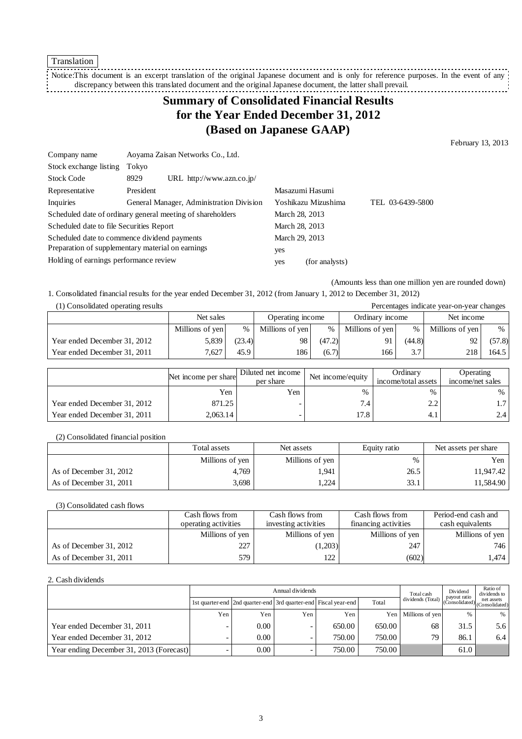Translation

Notice:This document is an excerpt translation of the original Japanese document and is only for reference purposes. In the event of any discrepancy between this translated document and the original Japanese document, the latter shall prevail.

# Summary of Consolidated Financial Results for the Year Ended December 31, 2012 (Based on Japanese GAAP)

February 13, 2013

| | | | |
|---|---|---|---|
| Company name | Aoyama Zaisan Networks Co., Ltd. | | |
| Stock exchange listing | Tokyo | | |
| Stock Code | 8929 URL http://www.azn.co.jp/ | | |
| Representative | President | Masazumi Hasumi | |
| Inquiries | General Manager, Administration Division | Yoshikazu Mizushima | TEL 03-6439-5800 |
| Scheduled date of ordinary general meeting of shareholders | | March 28, 2013 | |
| Scheduled date to file Securities Report | | March 28, 2013 | |
| Scheduled date to commence dividend payments | | March 29, 2013 | |
| Preparation of supplementary material on earnings | | yes | |
| Holding of earnings performance review | | yes (for analysts) | |

(Amounts less than one million yen are rounded down)

1. Consolidated financial results for the year ended December 31, 2012 (from January 1, 2012 to December 31, 2012)

(1) Consolidated operating results

Percentages indicate year-on-year changes

| | Net sales | | Operating income | | Ordinary income | | Net income | |
|---|---|---|---|---|---|---|---|---|
| | Millions of yen | % | Millions of yen | % | Millions of yen | % | Millions of yen | % |
| Year ended December 31, 2012 | 5,839 | (23.4) | 98 | (47.2) | 91 | (44.8) | 92 | (57.8) |
| Year ended December 31, 2011 | 7,627 | 45.9 | 186 | (6.7) | 166 | 3.7 | 218 | 164.5 |

| | Net income per share | Diluted net income per share | Net income/equity | Ordinary income/total assets | Operating income/net sales |
|---|---|---|---|---|---|
| | Yen | Yen | % | % | % |
| Year ended December 31, 2012 | 871.25 | - | 7.4 | 2.2 | 1.7 |
| Year ended December 31, 2011 | 2,063.14 | - | 17.8 | 4.1 | 2.4 |

(2) Consolidated financial position

| | Total assets | Net assets | Equity ratio | Net assets per share |
|---|---|---|---|---|
| | Millions of yen | Millions of yen | % | Yen |
| As of December 31, 2012 | 4,769 | 1,941 | 26.5 | 11,947.42 |
| As of December 31, 2011 | 3,698 | 1,224 | 33.1 | 11,584.90 |

(3) Consolidated cash flows

| | Cash flows from operating activities | Cash flows from investing activities | Cash flows from financing activities | Period-end cash and cash equivalents |
|---|---|---|---|---|
| | Millions of yen | Millions of yen | Millions of yen | Millions of yen |
| As of December 31, 2012 | 227 | (1,203) | 247 | 746 |
| As of December 31, 2011 | 579 | 122 | (602) | 1,474 |

2. Cash dividends

| | Annual dividends | | | | | Total cash dividends (Total) | Dividend payout ratio (Consolidated) | Ratio of dividends to net assets (Consolidated) |
|---|---|---|---|---|---|---|---|---|
| | 1st quarter-end | 2nd quarter-end | 3rd quarter-end | Fiscal year-end | Total | | | |
| | Yen | Yen | Yen | Yen | Yen | Millions of yen | % | % |
| Year ended December 31, 2011 | - | 0.00 | - | 650.00 | 650.00 | 68 | 31.5 | 5.6 |
| Year ended December 31, 2012 | - | 0.00 | - | 750.00 | 750.00 | 79 | 86.1 | 6.4 |
| Year ending December 31, 2013 (Forecast) | - | 0.00 | - | 750.00 | 750.00 | | 61.0 | |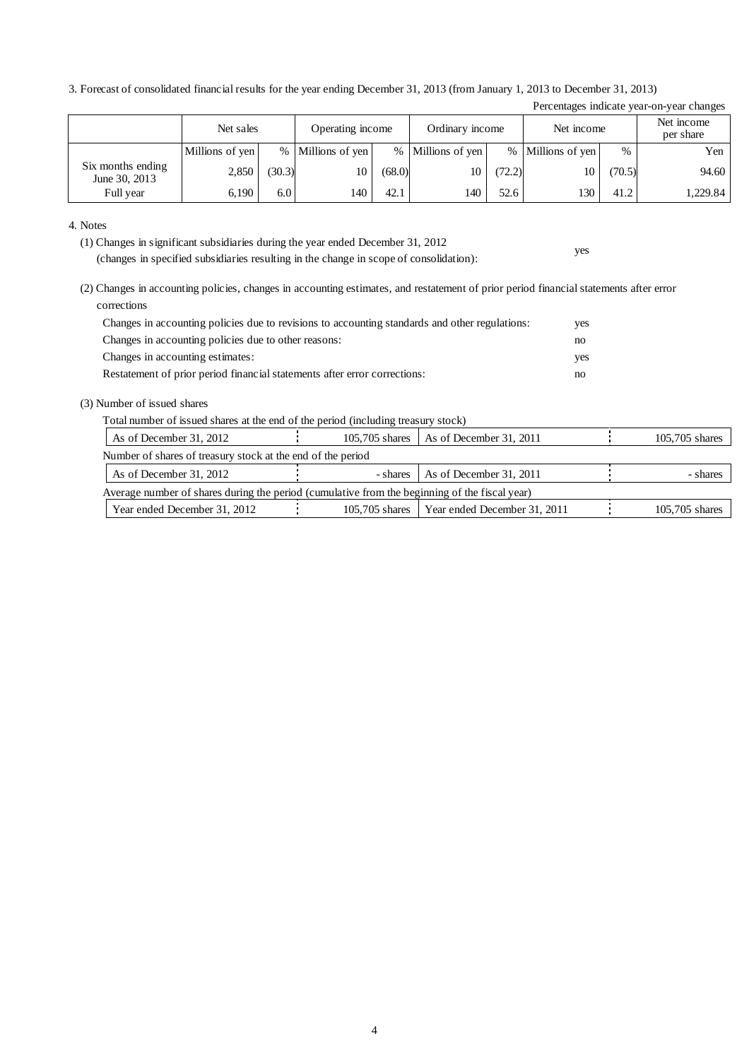3. Forecast of consolidated financial results for the year ending December 31, 2013 (from January 1, 2013 to December 31, 2013)

Percentages indicate year-on-year changes

| | Net sales | | Operating income | | Ordinary income | | Net income | | Net income per share |
|---|---|---|---|---|---|---|---|---|---|
| | Millions of yen | % | Millions of yen | % | Millions of yen | % | Millions of yen | % | Yen |
| Six months ending June 30, 2013 | 2,850 | (30.3) | 10 | (68.0) | 10 | (72.2) | 10 | (70.5) | 94.60 |
| Full year | 6,190 | 6.0 | 140 | 42.1 | 140 | 52.6 | 130 | 41.2 | 1,229.84 |

4. Notes

(1) Changes in significant subsidiaries during the year ended December 31, 2012 (changes in specified subsidiaries resulting in the change in scope of consolidation): yes

(2) Changes in accounting policies, changes in accounting estimates, and restatement of prior period financial statements after error corrections

| | |
|---|---|
| Changes in accounting policies due to revisions to accounting standards and other regulations: | yes |
| Changes in accounting policies due to other reasons: | no |
| Changes in accounting estimates: | yes |
| Restatement of prior period financial statements after error corrections: | no |

(3) Number of issued shares

Total number of issued shares at the end of the period (including treasury stock)

| | | | |
|---|---|---|---|
| As of December 31, 2012 | 105,705 shares | As of December 31, 2011 | 105,705 shares |

Number of shares of treasury stock at the end of the period

| | | | |
|---|---|---|---|
| As of December 31, 2012 | - shares | As of December 31, 2011 | - shares |

Average number of shares during the period (cumulative from the beginning of the fiscal year)

| | | | |
|---|---|---|---|
| Year ended December 31, 2012 | 105,705 shares | Year ended December 31, 2011 | 105,705 shares |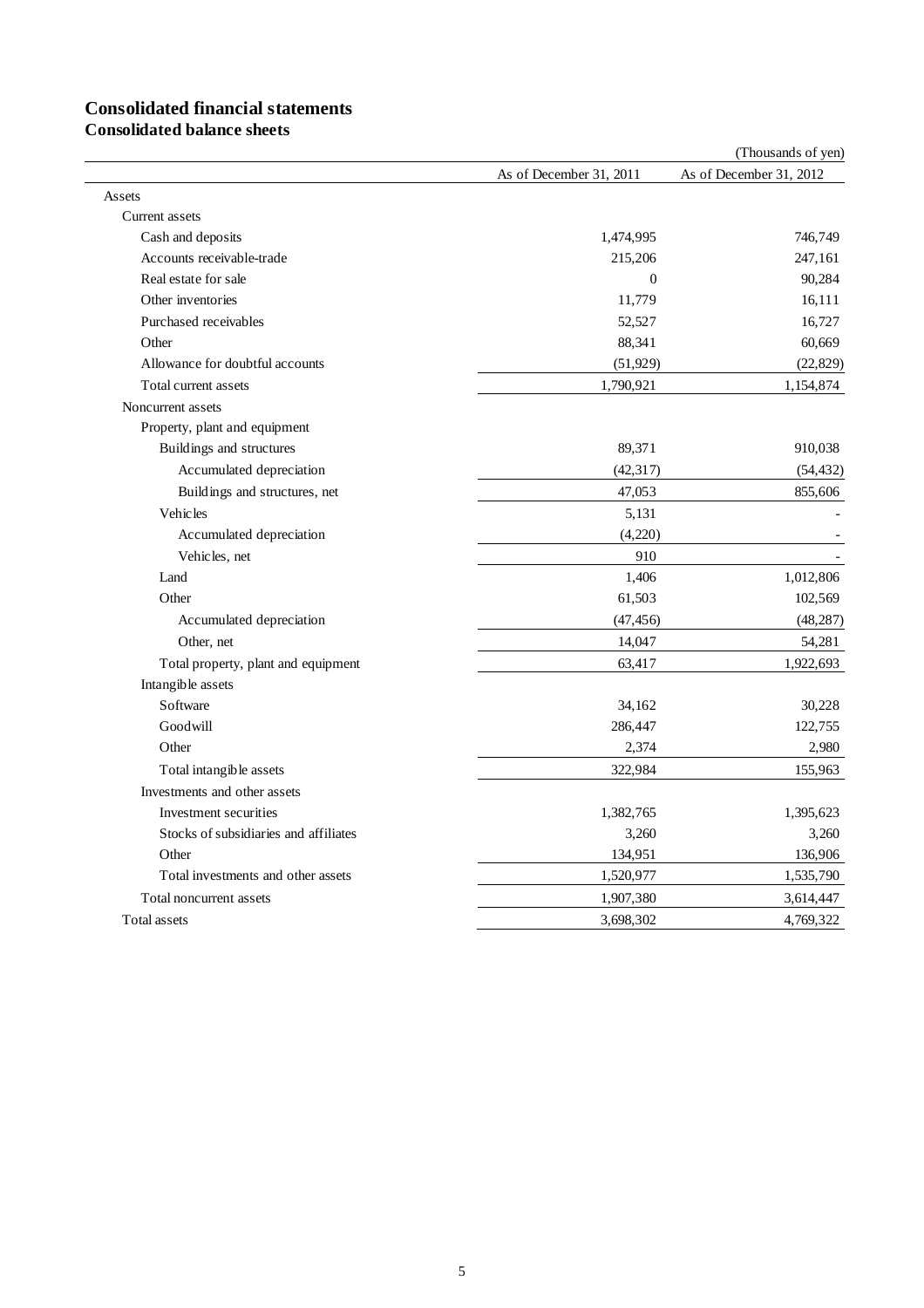# Consolidated financial statements

## Consolidated balance sheets

(Thousands of yen)

| | As of December 31, 2011 | As of December 31, 2012 |
|---|---|---|
| Assets | | |
| Current assets | | |
| Cash and deposits | 1,474,995 | 746,749 |
| Accounts receivable-trade | 215,206 | 247,161 |
| Real estate for sale | 0 | 90,284 |
| Other inventories | 11,779 | 16,111 |
| Purchased receivables | 52,527 | 16,727 |
| Other | 88,341 | 60,669 |
| Allowance for doubtful accounts | (51,929) | (22,829) |
| Total current assets | 1,790,921 | 1,154,874 |
| Noncurrent assets | | |
| Property, plant and equipment | | |
| Buildings and structures | 89,371 | 910,038 |
| Accumulated depreciation | (42,317) | (54,432) |
| Buildings and structures, net | 47,053 | 855,606 |
| Vehicles | 5,131 | - |
| Accumulated depreciation | (4,220) | - |
| Vehicles, net | 910 | - |
| Land | 1,406 | 1,012,806 |
| Other | 61,503 | 102,569 |
| Accumulated depreciation | (47,456) | (48,287) |
| Other, net | 14,047 | 54,281 |
| Total property, plant and equipment | 63,417 | 1,922,693 |
| Intangible assets | | |
| Software | 34,162 | 30,228 |
| Goodwill | 286,447 | 122,755 |
| Other | 2,374 | 2,980 |
| Total intangible assets | 322,984 | 155,963 |
| Investments and other assets | | |
| Investment securities | 1,382,765 | 1,395,623 |
| Stocks of subsidiaries and affiliates | 3,260 | 3,260 |
| Other | 134,951 | 136,906 |
| Total investments and other assets | 1,520,977 | 1,535,790 |
| Total noncurrent assets | 1,907,380 | 3,614,447 |
| Total assets | 3,698,302 | 4,769,322 |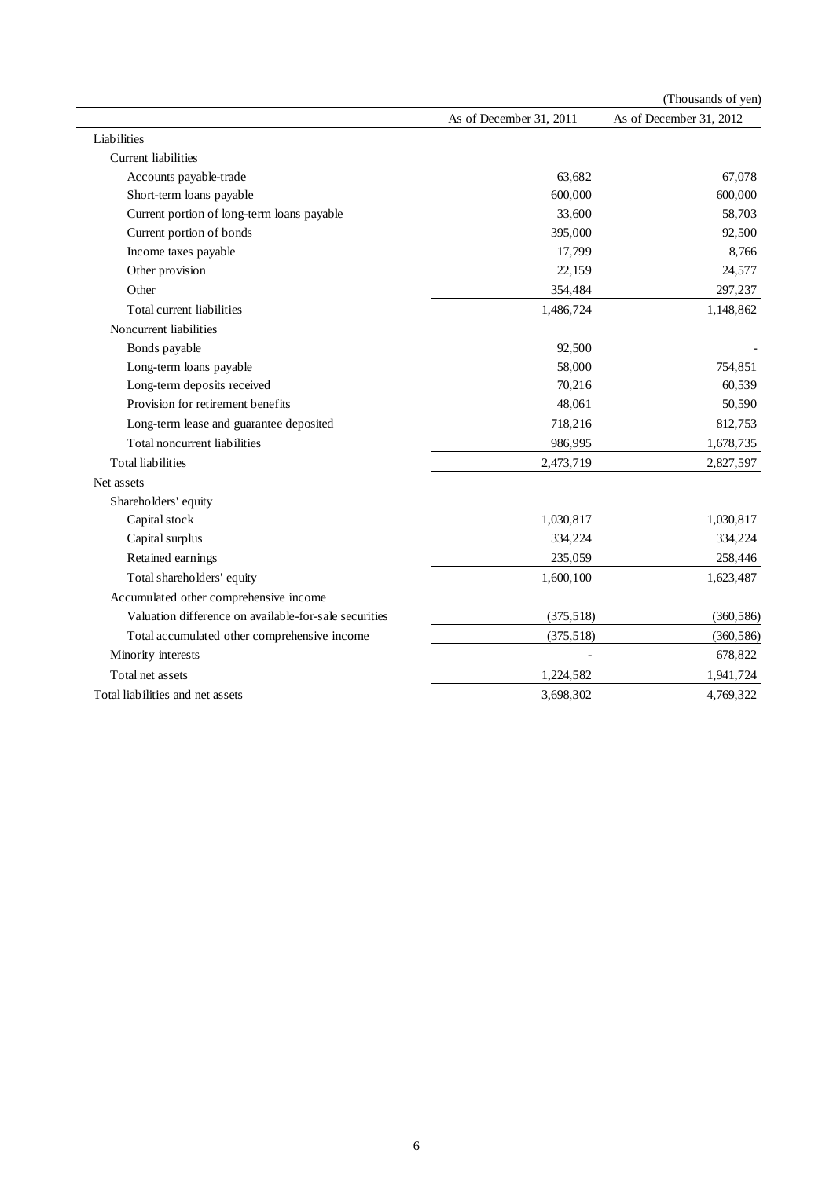(Thousands of yen)

| | As of December 31, 2011 | As of December 31, 2012 |
|---|---|---|
| Liabilities | | |
| Current liabilities | | |
| Accounts payable-trade | 63,682 | 67,078 |
| Short-term loans payable | 600,000 | 600,000 |
| Current portion of long-term loans payable | 33,600 | 58,703 |
| Current portion of bonds | 395,000 | 92,500 |
| Income taxes payable | 17,799 | 8,766 |
| Other provision | 22,159 | 24,577 |
| Other | 354,484 | 297,237 |
| Total current liabilities | 1,486,724 | 1,148,862 |
| Noncurrent liabilities | | |
| Bonds payable | 92,500 | - |
| Long-term loans payable | 58,000 | 754,851 |
| Long-term deposits received | 70,216 | 60,539 |
| Provision for retirement benefits | 48,061 | 50,590 |
| Long-term lease and guarantee deposited | 718,216 | 812,753 |
| Total noncurrent liabilities | 986,995 | 1,678,735 |
| Total liabilities | 2,473,719 | 2,827,597 |
| Net assets | | |
| Shareholders' equity | | |
| Capital stock | 1,030,817 | 1,030,817 |
| Capital surplus | 334,224 | 334,224 |
| Retained earnings | 235,059 | 258,446 |
| Total shareholders' equity | 1,600,100 | 1,623,487 |
| Accumulated other comprehensive income | | |
| Valuation difference on available-for-sale securities | (375,518) | (360,586) |
| Total accumulated other comprehensive income | (375,518) | (360,586) |
| Minority interests | - | 678,822 |
| Total net assets | 1,224,582 | 1,941,724 |
| Total liabilities and net assets | 3,698,302 | 4,769,322 |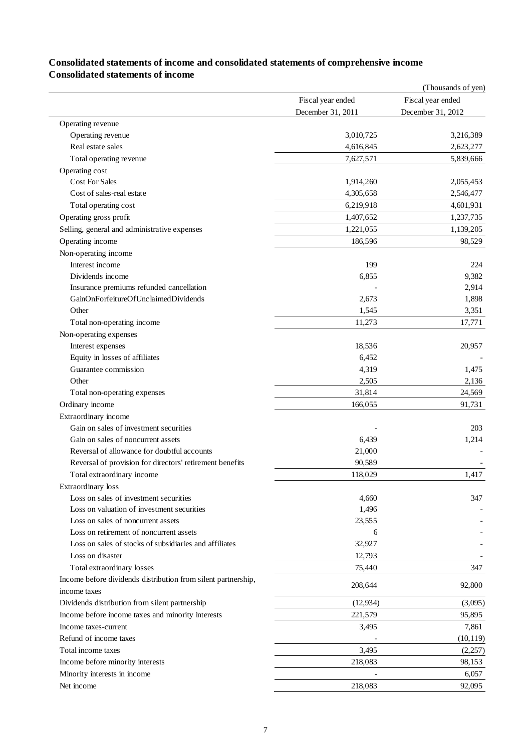## Consolidated statements of income and consolidated statements of comprehensive income

### Consolidated statements of income

(Thousands of yen)

| | Fiscal year ended December 31, 2011 | Fiscal year ended December 31, 2012 |
|---|---|---|
| Operating revenue | | |
| Operating revenue | 3,010,725 | 3,216,389 |
| Real estate sales | 4,616,845 | 2,623,277 |
| Total operating revenue | 7,627,571 | 5,839,666 |
| Operating cost | | |
| Cost For Sales | 1,914,260 | 2,055,453 |
| Cost of sales-real estate | 4,305,658 | 2,546,477 |
| Total operating cost | 6,219,918 | 4,601,931 |
| Operating gross profit | 1,407,652 | 1,237,735 |
| Selling, general and administrative expenses | 1,221,055 | 1,139,205 |
| Operating income | 186,596 | 98,529 |
| Non-operating income | | |
| Interest income | 199 | 224 |
| Dividends income | 6,855 | 9,382 |
| Insurance premiums refunded cancellation | - | 2,914 |
| GainOnForfeitureOfUnclaimedDividends | 2,673 | 1,898 |
| Other | 1,545 | 3,351 |
| Total non-operating income | 11,273 | 17,771 |
| Non-operating expenses | | |
| Interest expenses | 18,536 | 20,957 |
| Equity in losses of affiliates | 6,452 | - |
| Guarantee commission | 4,319 | 1,475 |
| Other | 2,505 | 2,136 |
| Total non-operating expenses | 31,814 | 24,569 |
| Ordinary income | 166,055 | 91,731 |
| Extraordinary income | | |
| Gain on sales of investment securities | - | 203 |
| Gain on sales of noncurrent assets | 6,439 | 1,214 |
| Reversal of allowance for doubtful accounts | 21,000 | - |
| Reversal of provision for directors' retirement benefits | 90,589 | - |
| Total extraordinary income | 118,029 | 1,417 |
| Extraordinary loss | | |
| Loss on sales of investment securities | 4,660 | 347 |
| Loss on valuation of investment securities | 1,496 | - |
| Loss on sales of noncurrent assets | 23,555 | - |
| Loss on retirement of noncurrent assets | 6 | - |
| Loss on sales of stocks of subsidiaries and affiliates | 32,927 | - |
| Loss on disaster | 12,793 | - |
| Total extraordinary losses | 75,440 | 347 |
| Income before dividends distribution from silent partnership, income taxes | 208,644 | 92,800 |
| Dividends distribution from silent partnership | (12,934) | (3,095) |
| Income before income taxes and minority interests | 221,579 | 95,895 |
| Income taxes-current | 3,495 | 7,861 |
| Refund of income taxes | - | (10,119) |
| Total income taxes | 3,495 | (2,257) |
| Income before minority interests | 218,083 | 98,153 |
| Minority interests in income | - | 6,057 |
| Net income | 218,083 | 92,095 |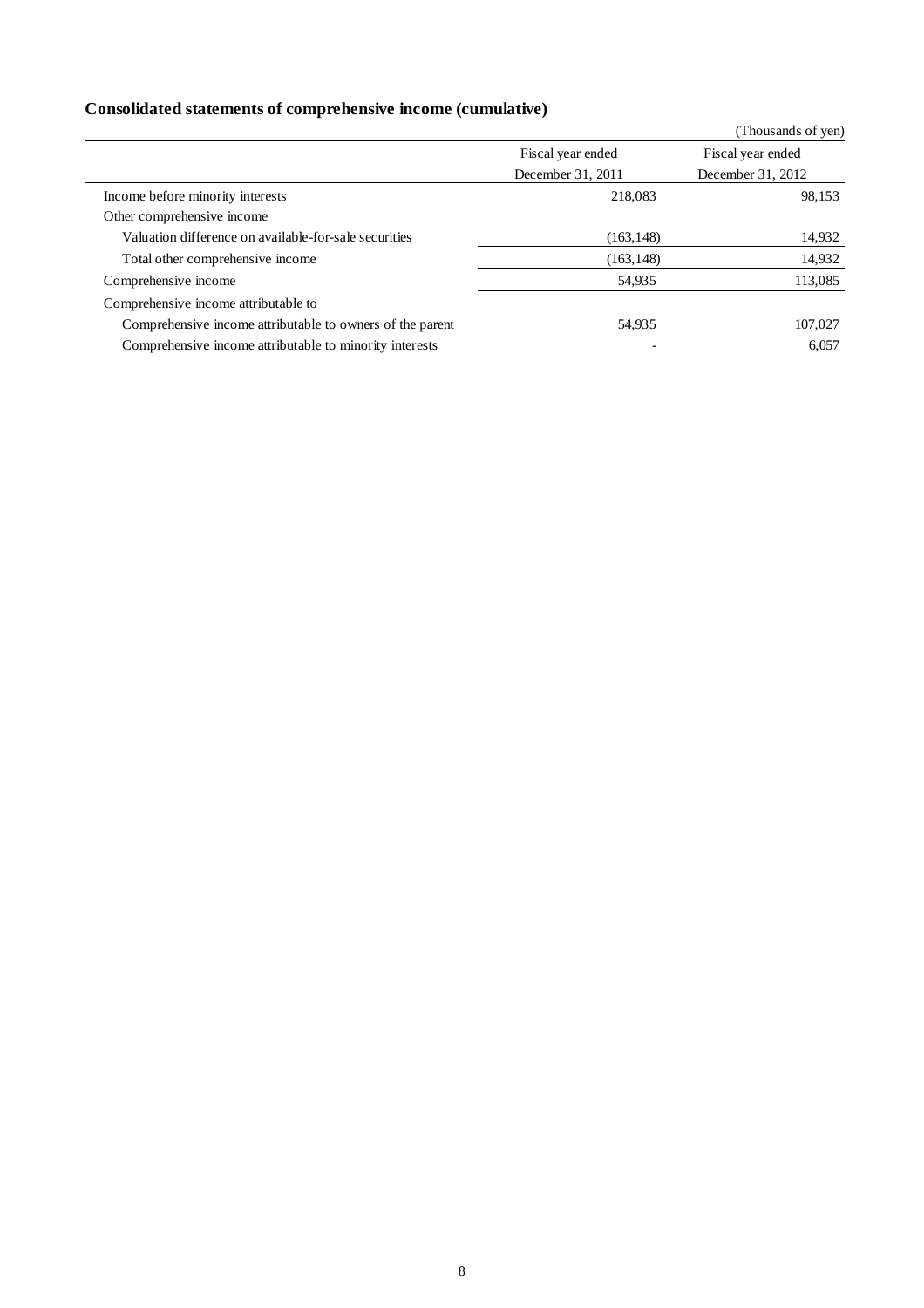## Consolidated statements of comprehensive income (cumulative)

(Thousands of yen)

| | Fiscal year ended December 31, 2011 | Fiscal year ended December 31, 2012 |
|---|---|---|
| Income before minority interests | 218,083 | 98,153 |
| Other comprehensive income | | |
| Valuation difference on available-for-sale securities | (163,148) | 14,932 |
| Total other comprehensive income | (163,148) | 14,932 |
| Comprehensive income | 54,935 | 113,085 |
| Comprehensive income attributable to | | |
| Comprehensive income attributable to owners of the parent | 54,935 | 107,027 |
| Comprehensive income attributable to minority interests | - | 6,057 |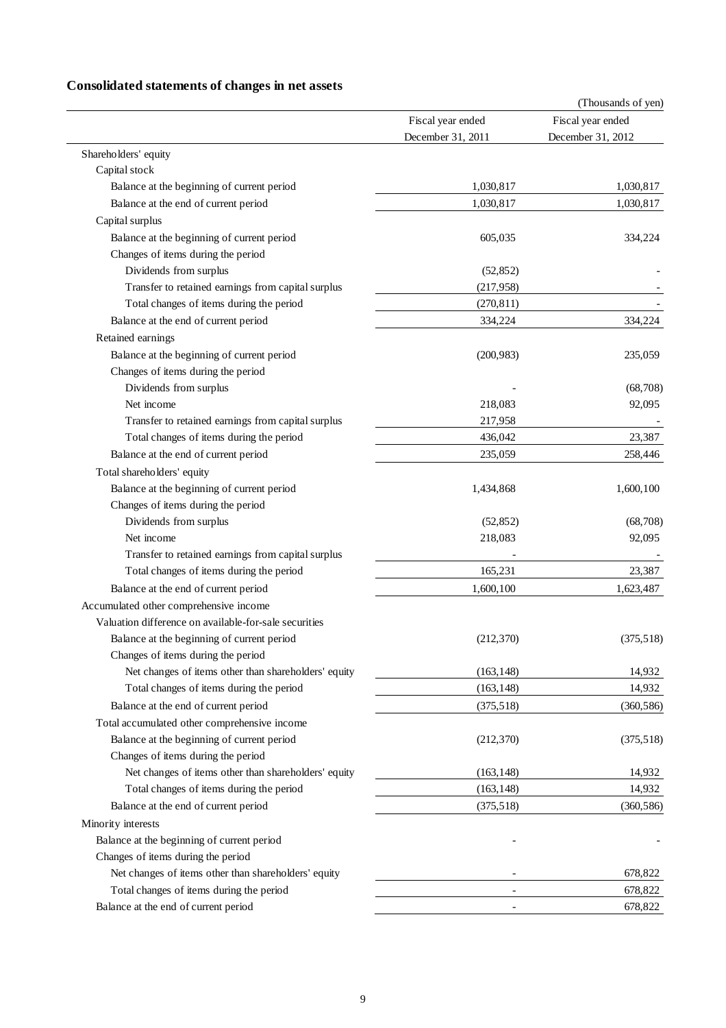## Consolidated statements of changes in net assets

(Thousands of yen)

| | Fiscal year ended December 31, 2011 | Fiscal year ended December 31, 2012 |
|---|---|---|
| Shareholders' equity | | |
| Capital stock | | |
| Balance at the beginning of current period | 1,030,817 | 1,030,817 |
| Balance at the end of current period | 1,030,817 | 1,030,817 |
| Capital surplus | | |
| Balance at the beginning of current period | 605,035 | 334,224 |
| Changes of items during the period | | |
| Dividends from surplus | (52,852) | - |
| Transfer to retained earnings from capital surplus | (217,958) | - |
| Total changes of items during the period | (270,811) | - |
| Balance at the end of current period | 334,224 | 334,224 |
| Retained earnings | | |
| Balance at the beginning of current period | (200,983) | 235,059 |
| Changes of items during the period | | |
| Dividends from surplus | - | (68,708) |
| Net income | 218,083 | 92,095 |
| Transfer to retained earnings from capital surplus | 217,958 | - |
| Total changes of items during the period | 436,042 | 23,387 |
| Balance at the end of current period | 235,059 | 258,446 |
| Total shareholders' equity | | |
| Balance at the beginning of current period | 1,434,868 | 1,600,100 |
| Changes of items during the period | | |
| Dividends from surplus | (52,852) | (68,708) |
| Net income | 218,083 | 92,095 |
| Transfer to retained earnings from capital surplus | - | - |
| Total changes of items during the period | 165,231 | 23,387 |
| Balance at the end of current period | 1,600,100 | 1,623,487 |
| Accumulated other comprehensive income | | |
| Valuation difference on available-for-sale securities | | |
| Balance at the beginning of current period | (212,370) | (375,518) |
| Changes of items during the period | | |
| Net changes of items other than shareholders' equity | (163,148) | 14,932 |
| Total changes of items during the period | (163,148) | 14,932 |
| Balance at the end of current period | (375,518) | (360,586) |
| Total accumulated other comprehensive income | | |
| Balance at the beginning of current period | (212,370) | (375,518) |
| Changes of items during the period | | |
| Net changes of items other than shareholders' equity | (163,148) | 14,932 |
| Total changes of items during the period | (163,148) | 14,932 |
| Balance at the end of current period | (375,518) | (360,586) |
| Minority interests | | |
| Balance at the beginning of current period | - | - |
| Changes of items during the period | | |
| Net changes of items other than shareholders' equity | - | 678,822 |
| Total changes of items during the period | - | 678,822 |
| Balance at the end of current period | - | 678,822 |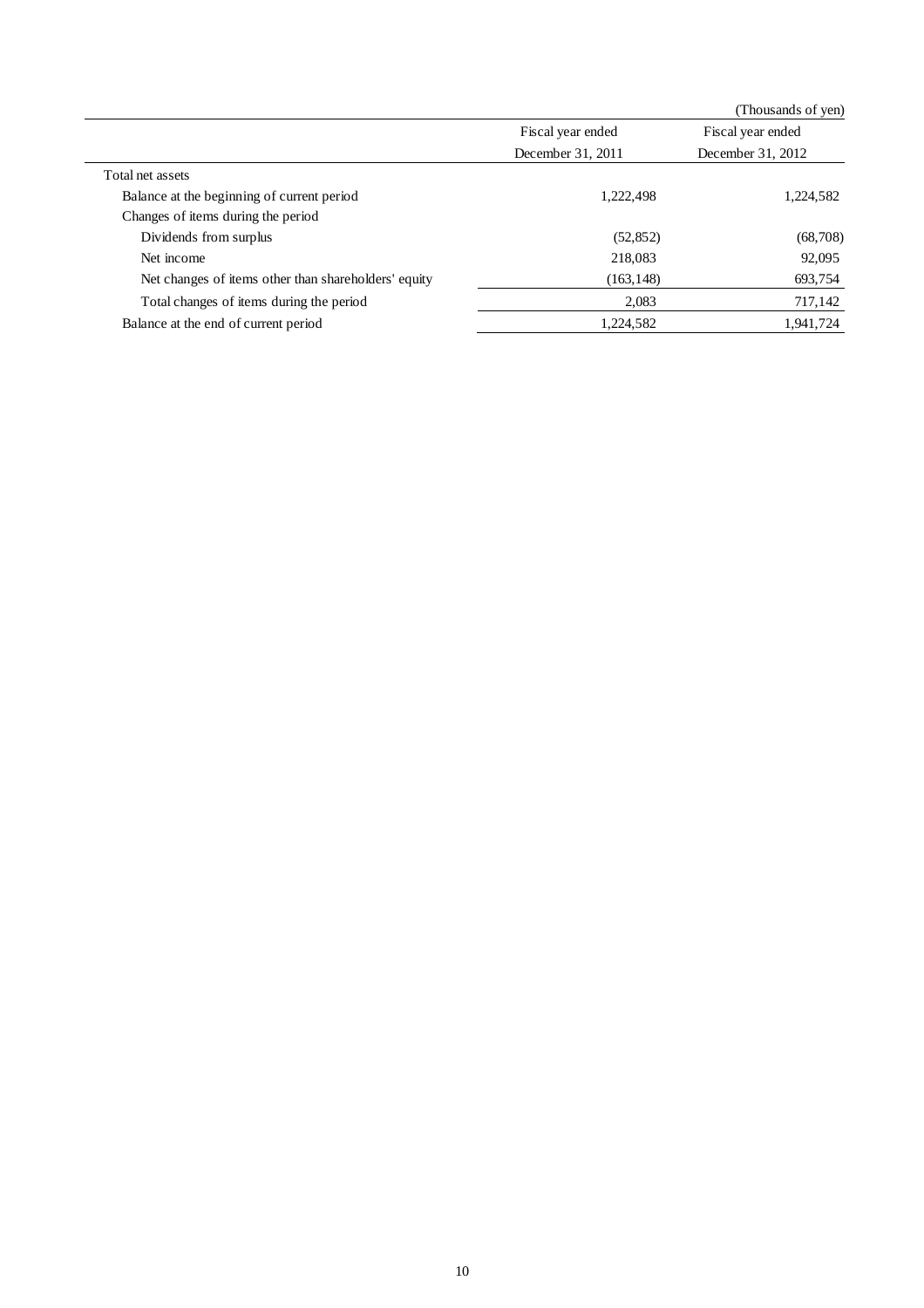(Thousands of yen)

| | Fiscal year ended December 31, 2011 | Fiscal year ended December 31, 2012 |
|---|---|---|
| Total net assets | | |
| Balance at the beginning of current period | 1,222,498 | 1,224,582 |
| Changes of items during the period | | |
| Dividends from surplus | (52,852) | (68,708) |
| Net income | 218,083 | 92,095 |
| Net changes of items other than shareholders' equity | (163,148) | 693,754 |
| Total changes of items during the period | 2,083 | 717,142 |
| Balance at the end of current period | 1,224,582 | 1,941,724 |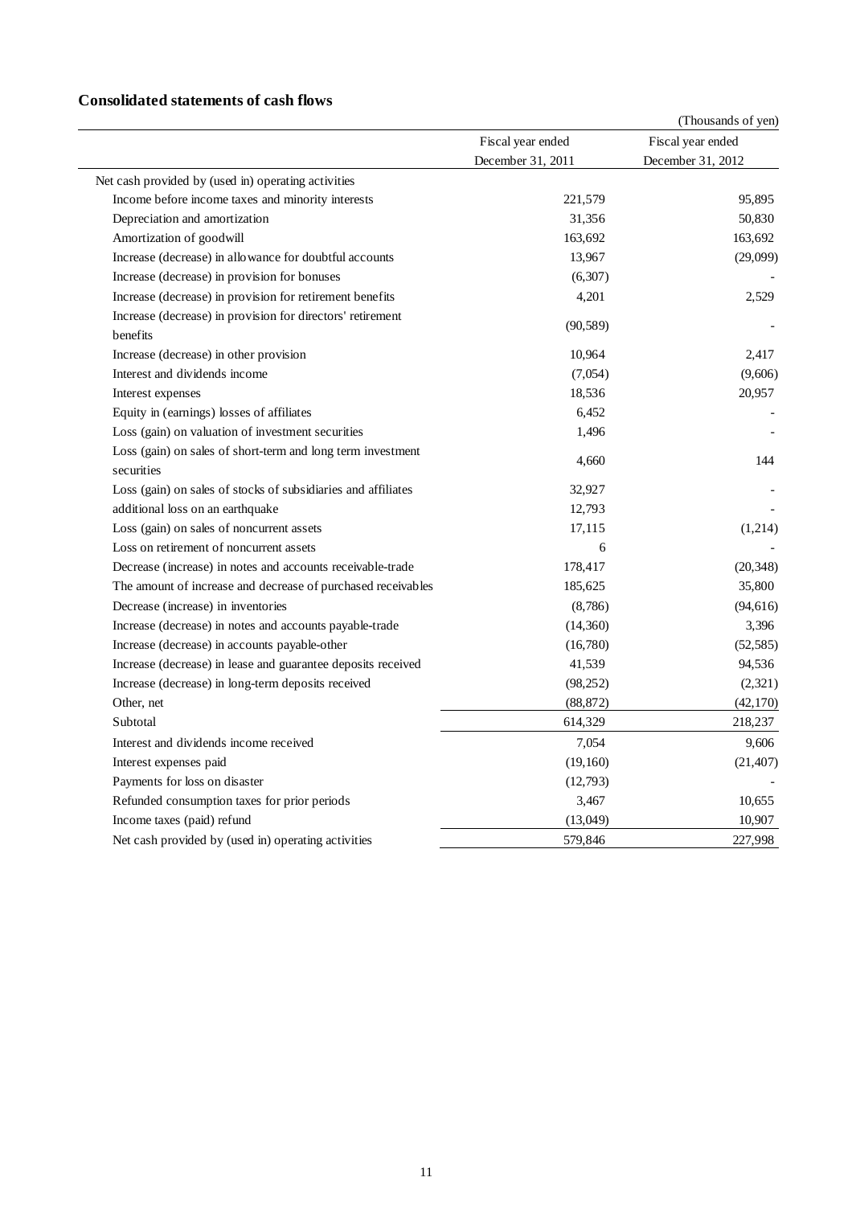## Consolidated statements of cash flows

(Thousands of yen)

| | Fiscal year ended December 31, 2011 | Fiscal year ended December 31, 2012 |
|---|---|---|
| Net cash provided by (used in) operating activities | | |
| Income before income taxes and minority interests | 221,579 | 95,895 |
| Depreciation and amortization | 31,356 | 50,830 |
| Amortization of goodwill | 163,692 | 163,692 |
| Increase (decrease) in allowance for doubtful accounts | 13,967 | (29,099) |
| Increase (decrease) in provision for bonuses | (6,307) | - |
| Increase (decrease) in provision for retirement benefits | 4,201 | 2,529 |
| Increase (decrease) in provision for directors' retirement benefits | (90,589) | - |
| Increase (decrease) in other provision | 10,964 | 2,417 |
| Interest and dividends income | (7,054) | (9,606) |
| Interest expenses | 18,536 | 20,957 |
| Equity in (earnings) losses of affiliates | 6,452 | - |
| Loss (gain) on valuation of investment securities | 1,496 | - |
| Loss (gain) on sales of short-term and long term investment securities | 4,660 | 144 |
| Loss (gain) on sales of stocks of subsidiaries and affiliates | 32,927 | - |
| additional loss on an earthquake | 12,793 | - |
| Loss (gain) on sales of noncurrent assets | 17,115 | (1,214) |
| Loss on retirement of noncurrent assets | 6 | - |
| Decrease (increase) in notes and accounts receivable-trade | 178,417 | (20,348) |
| The amount of increase and decrease of purchased receivables | 185,625 | 35,800 |
| Decrease (increase) in inventories | (8,786) | (94,616) |
| Increase (decrease) in notes and accounts payable-trade | (14,360) | 3,396 |
| Increase (decrease) in accounts payable-other | (16,780) | (52,585) |
| Increase (decrease) in lease and guarantee deposits received | 41,539 | 94,536 |
| Increase (decrease) in long-term deposits received | (98,252) | (2,321) |
| Other, net | (88,872) | (42,170) |
| Subtotal | 614,329 | 218,237 |
| Interest and dividends income received | 7,054 | 9,606 |
| Interest expenses paid | (19,160) | (21,407) |
| Payments for loss on disaster | (12,793) | - |
| Refunded consumption taxes for prior periods | 3,467 | 10,655 |
| Income taxes (paid) refund | (13,049) | 10,907 |
| Net cash provided by (used in) operating activities | 579,846 | 227,998 |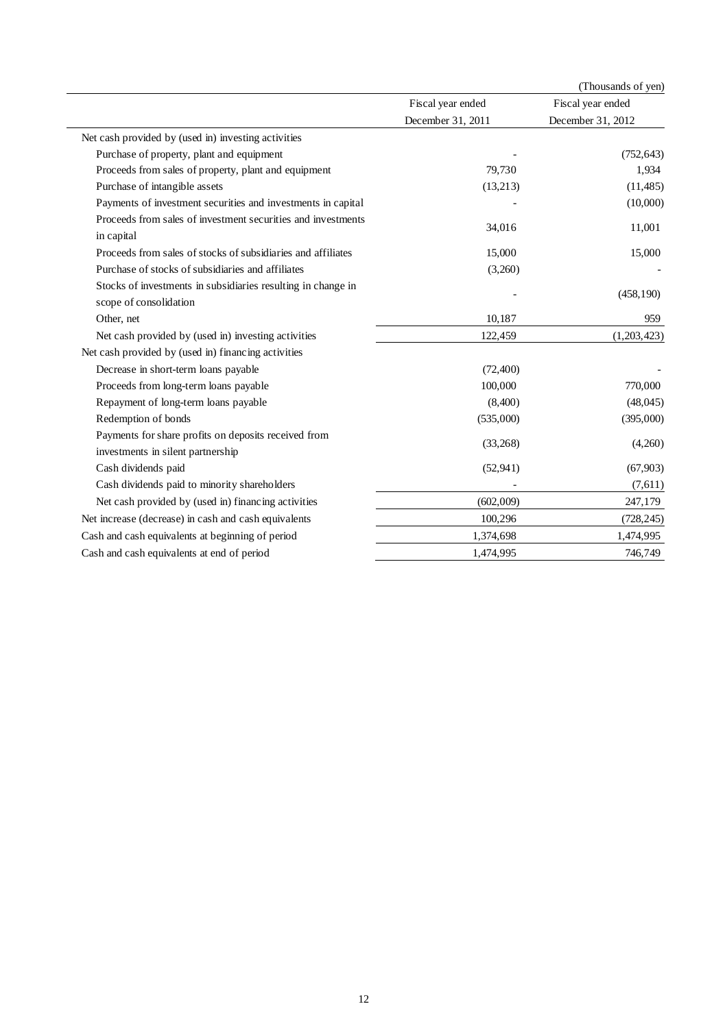(Thousands of yen)

| | Fiscal year ended December 31, 2011 | Fiscal year ended December 31, 2012 |
|---|---|---|
| Net cash provided by (used in) investing activities | | |
| Purchase of property, plant and equipment | - | (752,643) |
| Proceeds from sales of property, plant and equipment | 79,730 | 1,934 |
| Purchase of intangible assets | (13,213) | (11,485) |
| Payments of investment securities and investments in capital | - | (10,000) |
| Proceeds from sales of investment securities and investments in capital | 34,016 | 11,001 |
| Proceeds from sales of stocks of subsidiaries and affiliates | 15,000 | 15,000 |
| Purchase of stocks of subsidiaries and affiliates | (3,260) | - |
| Stocks of investments in subsidiaries resulting in change in scope of consolidation | - | (458,190) |
| Other, net | 10,187 | 959 |
| Net cash provided by (used in) investing activities | 122,459 | (1,203,423) |
| Net cash provided by (used in) financing activities | | |
| Decrease in short-term loans payable | (72,400) | - |
| Proceeds from long-term loans payable | 100,000 | 770,000 |
| Repayment of long-term loans payable | (8,400) | (48,045) |
| Redemption of bonds | (535,000) | (395,000) |
| Payments for share profits on deposits received from investments in silent partnership | (33,268) | (4,260) |
| Cash dividends paid | (52,941) | (67,903) |
| Cash dividends paid to minority shareholders | - | (7,611) |
| Net cash provided by (used in) financing activities | (602,009) | 247,179 |
| Net increase (decrease) in cash and cash equivalents | 100,296 | (728,245) |
| Cash and cash equivalents at beginning of period | 1,374,698 | 1,474,995 |
| Cash and cash equivalents at end of period | 1,474,995 | 746,749 |